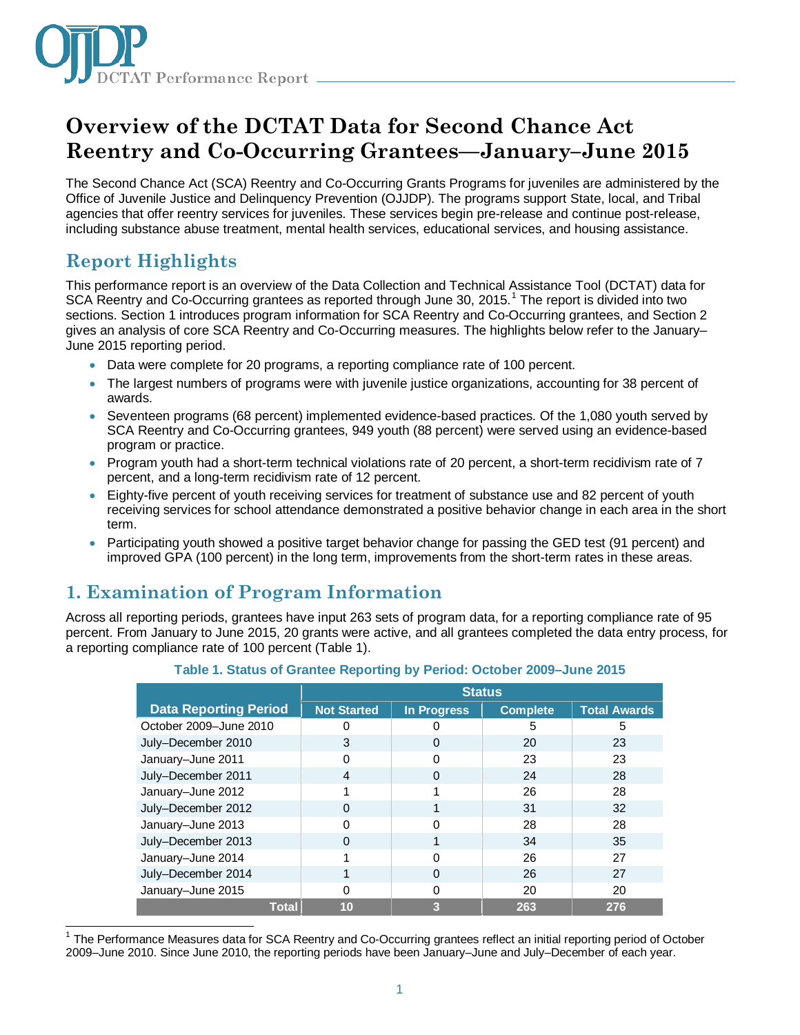# Overview of the DCTAT Data for Second Chance Act Reentry and Co-Occurring Grantees—January–June 2015

The Second Chance Act (SCA) Reentry and Co-Occurring Grants Programs for juveniles are administered by the Office of Juvenile Justice and Delinquency Prevention (OJJDP). The programs support State, local, and Tribal agencies that offer reentry services for juveniles. These services begin pre-release and continue post-release, including substance abuse treatment, mental health services, educational services, and housing assistance.

## Report Highlights

This performance report is an overview of the Data Collection and Technical Assistance Tool (DCTAT) data for SCA Reentry and Co-Occurring grantees as reported through June 30, 2015.[1] The report is divided into two sections. Section 1 introduces program information for SCA Reentry and Co-Occurring grantees, and Section 2 gives an analysis of core SCA Reentry and Co-Occurring measures. The highlights below refer to the January–June 2015 reporting period.

- Data were complete for 20 programs, a reporting compliance rate of 100 percent.
- The largest numbers of programs were with juvenile justice organizations, accounting for 38 percent of awards.
- Seventeen programs (68 percent) implemented evidence-based practices. Of the 1,080 youth served by SCA Reentry and Co-Occurring grantees, 949 youth (88 percent) were served using an evidence-based program or practice.
- Program youth had a short-term technical violations rate of 20 percent, a short-term recidivism rate of 7 percent, and a long-term recidivism rate of 12 percent.
- Eighty-five percent of youth receiving services for treatment of substance use and 82 percent of youth receiving services for school attendance demonstrated a positive behavior change in each area in the short term.
- Participating youth showed a positive target behavior change for passing the GED test (91 percent) and improved GPA (100 percent) in the long term, improvements from the short-term rates in these areas.

## 1. Examination of Program Information

Across all reporting periods, grantees have input 263 sets of program data, for a reporting compliance rate of 95 percent. From January to June 2015, 20 grants were active, and all grantees completed the data entry process, for a reporting compliance rate of 100 percent (Table 1).

**Table 1. Status of Grantee Reporting by Period: October 2009–June 2015**

| | Status | | | |
|---|---|---|---|---|
| **Data Reporting Period** | **Not Started** | **In Progress** | **Complete** | **Total Awards** |
| October 2009–June 2010 | 0 | 0 | 5 | 5 |
| July–December 2010 | 3 | 0 | 20 | 23 |
| January–June 2011 | 0 | 0 | 23 | 23 |
| July–December 2011 | 4 | 0 | 24 | 28 |
| January–June 2012 | 1 | 1 | 26 | 28 |
| July–December 2012 | 0 | 1 | 31 | 32 |
| January–June 2013 | 0 | 0 | 28 | 28 |
| July–December 2013 | 0 | 1 | 34 | 35 |
| January–June 2014 | 1 | 0 | 26 | 27 |
| July–December 2014 | 1 | 0 | 26 | 27 |
| January–June 2015 | 0 | 0 | 20 | 20 |
| **Total** | **10** | **3** | **263** | **276** |

[1] The Performance Measures data for SCA Reentry and Co-Occurring grantees reflect an initial reporting period of October 2009–June 2010. Since June 2010, the reporting periods have been January–June and July–December of each year.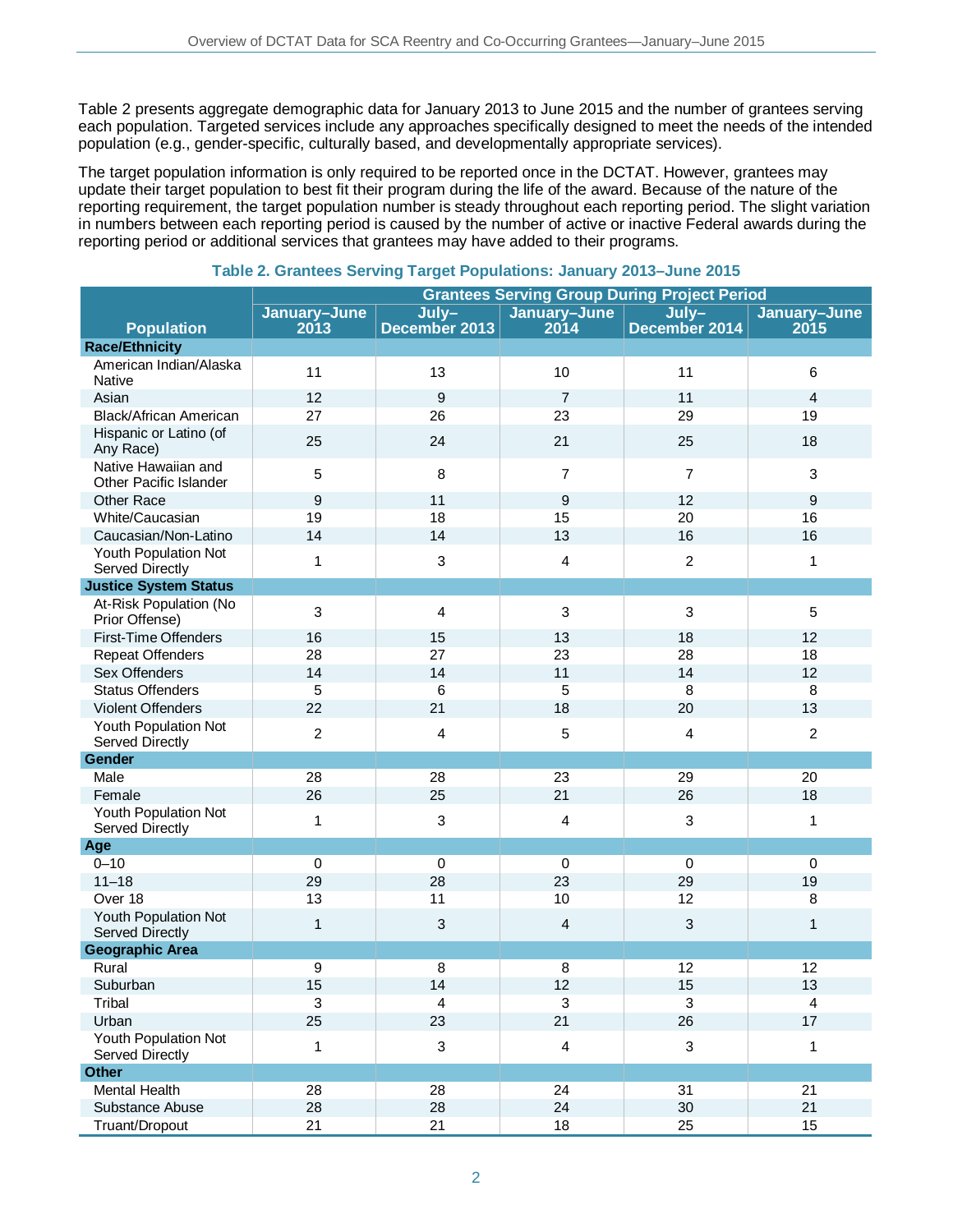Table 2 presents aggregate demographic data for January 2013 to June 2015 and the number of grantees serving each population. Targeted services include any approaches specifically designed to meet the needs of the intended population (e.g., gender-specific, culturally based, and developmentally appropriate services).

The target population information is only required to be reported once in the DCTAT. However, grantees may update their target population to best fit their program during the life of the award. Because of the nature of the reporting requirement, the target population number is steady throughout each reporting period. The slight variation in numbers between each reporting period is caused by the number of active or inactive Federal awards during the reporting period or additional services that grantees may have added to their programs.

**Table 2. Grantees Serving Target Populations: January 2013–June 2015**

| Population | Grantees Serving Group During Project Period | | | | |
|---|---|---|---|---|---|
| | January–June 2013 | July–December 2013 | January–June 2014 | July–December 2014 | January–June 2015 |
| **Race/Ethnicity** | | | | | |
| American Indian/Alaska Native | 11 | 13 | 10 | 11 | 6 |
| Asian | 12 | 9 | 7 | 11 | 4 |
| Black/African American | 27 | 26 | 23 | 29 | 19 |
| Hispanic or Latino (of Any Race) | 25 | 24 | 21 | 25 | 18 |
| Native Hawaiian and Other Pacific Islander | 5 | 8 | 7 | 7 | 3 |
| Other Race | 9 | 11 | 9 | 12 | 9 |
| White/Caucasian | 19 | 18 | 15 | 20 | 16 |
| Caucasian/Non-Latino | 14 | 14 | 13 | 16 | 16 |
| Youth Population Not Served Directly | 1 | 3 | 4 | 2 | 1 |
| **Justice System Status** | | | | | |
| At-Risk Population (No Prior Offense) | 3 | 4 | 3 | 3 | 5 |
| First-Time Offenders | 16 | 15 | 13 | 18 | 12 |
| Repeat Offenders | 28 | 27 | 23 | 28 | 18 |
| Sex Offenders | 14 | 14 | 11 | 14 | 12 |
| Status Offenders | 5 | 6 | 5 | 8 | 8 |
| Violent Offenders | 22 | 21 | 18 | 20 | 13 |
| Youth Population Not Served Directly | 2 | 4 | 5 | 4 | 2 |
| **Gender** | | | | | |
| Male | 28 | 28 | 23 | 29 | 20 |
| Female | 26 | 25 | 21 | 26 | 18 |
| Youth Population Not Served Directly | 1 | 3 | 4 | 3 | 1 |
| **Age** | | | | | |
| 0–10 | 0 | 0 | 0 | 0 | 0 |
| 11–18 | 29 | 28 | 23 | 29 | 19 |
| Over 18 | 13 | 11 | 10 | 12 | 8 |
| Youth Population Not Served Directly | 1 | 3 | 4 | 3 | 1 |
| **Geographic Area** | | | | | |
| Rural | 9 | 8 | 8 | 12 | 12 |
| Suburban | 15 | 14 | 12 | 15 | 13 |
| Tribal | 3 | 4 | 3 | 3 | 4 |
| Urban | 25 | 23 | 21 | 26 | 17 |
| Youth Population Not Served Directly | 1 | 3 | 4 | 3 | 1 |
| **Other** | | | | | |
| Mental Health | 28 | 28 | 24 | 31 | 21 |
| Substance Abuse | 28 | 28 | 24 | 30 | 21 |
| Truant/Dropout | 21 | 21 | 18 | 25 | 15 |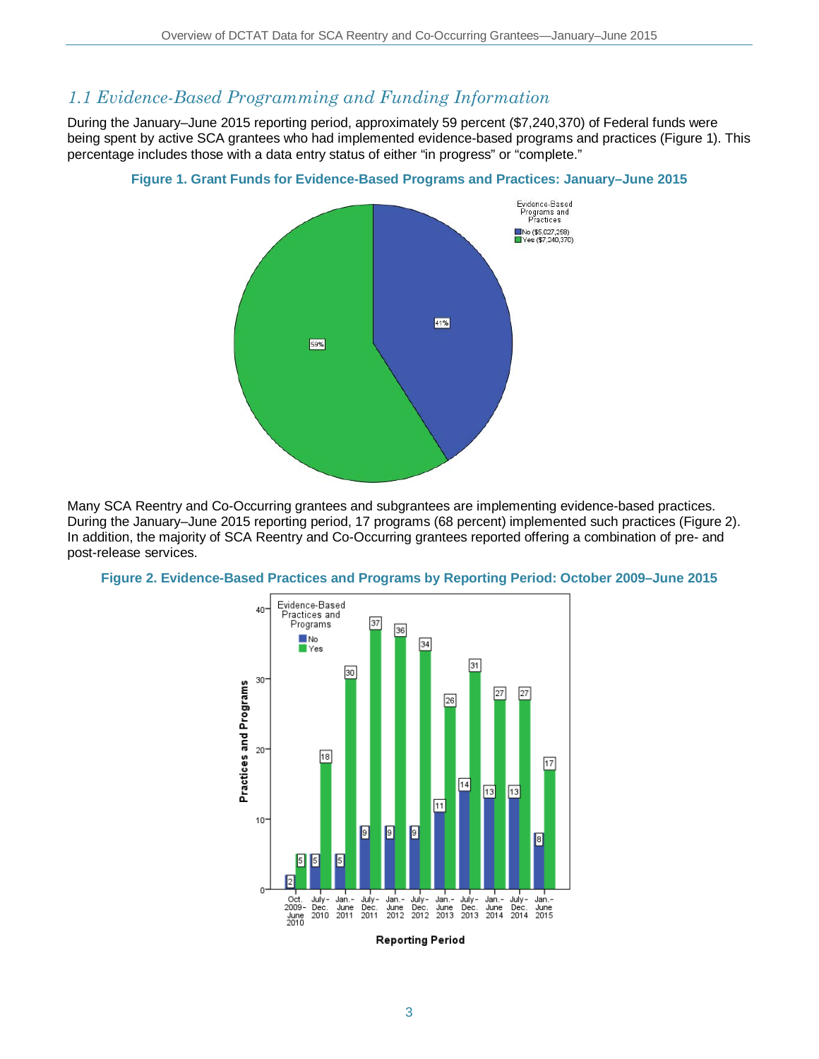## *1.1 Evidence-Based Programming and Funding Information*

During the January–June 2015 reporting period, approximately 59 percent ($7,240,370) of Federal funds were being spent by active SCA grantees who had implemented evidence-based programs and practices (Figure 1). This percentage includes those with a data entry status of either "in progress" or "complete."

**Figure 1. Grant Funds for Evidence-Based Programs and Practices: January–June 2015**

Many SCA Reentry and Co-Occurring grantees and subgrantees are implementing evidence-based practices. During the January–June 2015 reporting period, 17 programs (68 percent) implemented such practices (Figure 2). In addition, the majority of SCA Reentry and Co-Occurring grantees reported offering a combination of pre- and post-release services.

**Figure 2. Evidence-Based Practices and Programs by Reporting Period: October 2009–June 2015**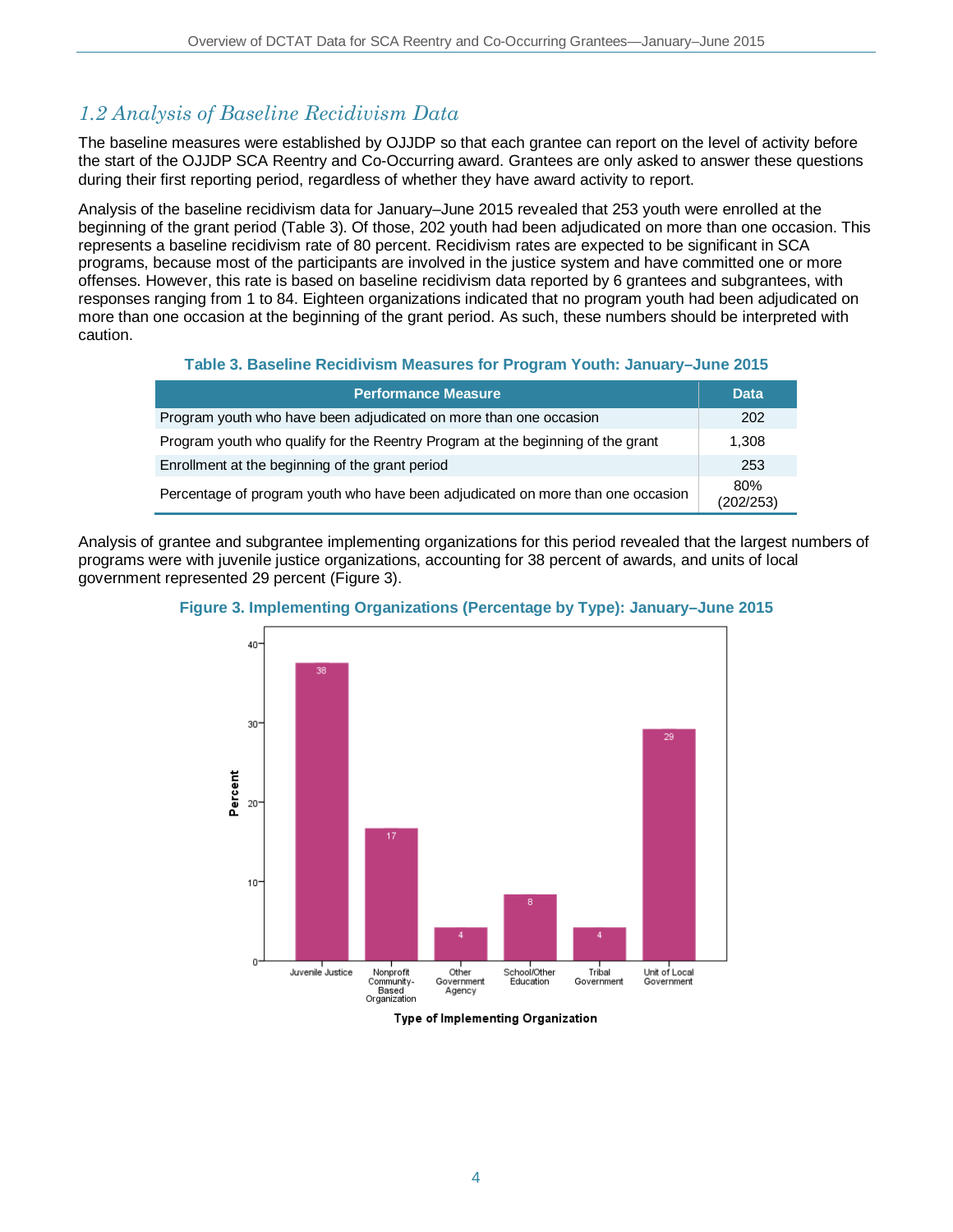## 1.2 Analysis of Baseline Recidivism Data

The baseline measures were established by OJJDP so that each grantee can report on the level of activity before the start of the OJJDP SCA Reentry and Co-Occurring award. Grantees are only asked to answer these questions during their first reporting period, regardless of whether they have award activity to report.

Analysis of the baseline recidivism data for January–June 2015 revealed that 253 youth were enrolled at the beginning of the grant period (Table 3). Of those, 202 youth had been adjudicated on more than one occasion. This represents a baseline recidivism rate of 80 percent. Recidivism rates are expected to be significant in SCA programs, because most of the participants are involved in the justice system and have committed one or more offenses. However, this rate is based on baseline recidivism data reported by 6 grantees and subgrantees, with responses ranging from 1 to 84. Eighteen organizations indicated that no program youth had been adjudicated on more than one occasion at the beginning of the grant period. As such, these numbers should be interpreted with caution.

**Table 3. Baseline Recidivism Measures for Program Youth: January–June 2015**

| Performance Measure | Data |
|---|---|
| Program youth who have been adjudicated on more than one occasion | 202 |
| Program youth who qualify for the Reentry Program at the beginning of the grant | 1,308 |
| Enrollment at the beginning of the grant period | 253 |
| Percentage of program youth who have been adjudicated on more than one occasion | 80% (202/253) |

Analysis of grantee and subgrantee implementing organizations for this period revealed that the largest numbers of programs were with juvenile justice organizations, accounting for 38 percent of awards, and units of local government represented 29 percent (Figure 3).

**Figure 3. Implementing Organizations (Percentage by Type): January–June 2015**

| Type of Implementing Organization | Percent |
|---|---|
| Juvenile Justice | 38 |
| Nonprofit Community-Based Organization | 17 |
| Other Government Agency | 4 |
| School/Other Education | 8 |
| Tribal Government | 4 |
| Unit of Local Government | 29 |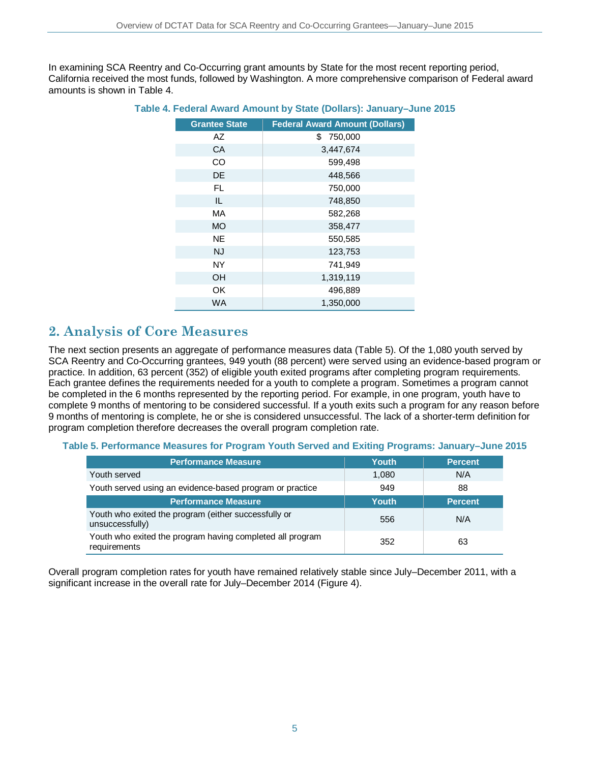In examining SCA Reentry and Co-Occurring grant amounts by State for the most recent reporting period, California received the most funds, followed by Washington. A more comprehensive comparison of Federal award amounts is shown in Table 4.

**Table 4. Federal Award Amount by State (Dollars): January–June 2015**

| Grantee State | Federal Award Amount (Dollars) |
|---|---|
| AZ | $ 750,000 |
| CA | 3,447,674 |
| CO | 599,498 |
| DE | 448,566 |
| FL | 750,000 |
| IL | 748,850 |
| MA | 582,268 |
| MO | 358,477 |
| NE | 550,585 |
| NJ | 123,753 |
| NY | 741,949 |
| OH | 1,319,119 |
| OK | 496,889 |
| WA | 1,350,000 |

## 2. Analysis of Core Measures

The next section presents an aggregate of performance measures data (Table 5). Of the 1,080 youth served by SCA Reentry and Co-Occurring grantees, 949 youth (88 percent) were served using an evidence-based program or practice. In addition, 63 percent (352) of eligible youth exited programs after completing program requirements. Each grantee defines the requirements needed for a youth to complete a program. Sometimes a program cannot be completed in the 6 months represented by the reporting period. For example, in one program, youth have to complete 9 months of mentoring to be considered successful. If a youth exits such a program for any reason before 9 months of mentoring is complete, he or she is considered unsuccessful. The lack of a shorter-term definition for program completion therefore decreases the overall program completion rate.

**Table 5. Performance Measures for Program Youth Served and Exiting Programs: January–June 2015**

| Performance Measure | Youth | Percent |
|---|---|---|
| Youth served | 1,080 | N/A |
| Youth served using an evidence-based program or practice | 949 | 88 |
| **Performance Measure** | **Youth** | **Percent** |
| Youth who exited the program (either successfully or unsuccessfully) | 556 | N/A |
| Youth who exited the program having completed all program requirements | 352 | 63 |

Overall program completion rates for youth have remained relatively stable since July–December 2011, with a significant increase in the overall rate for July–December 2014 (Figure 4).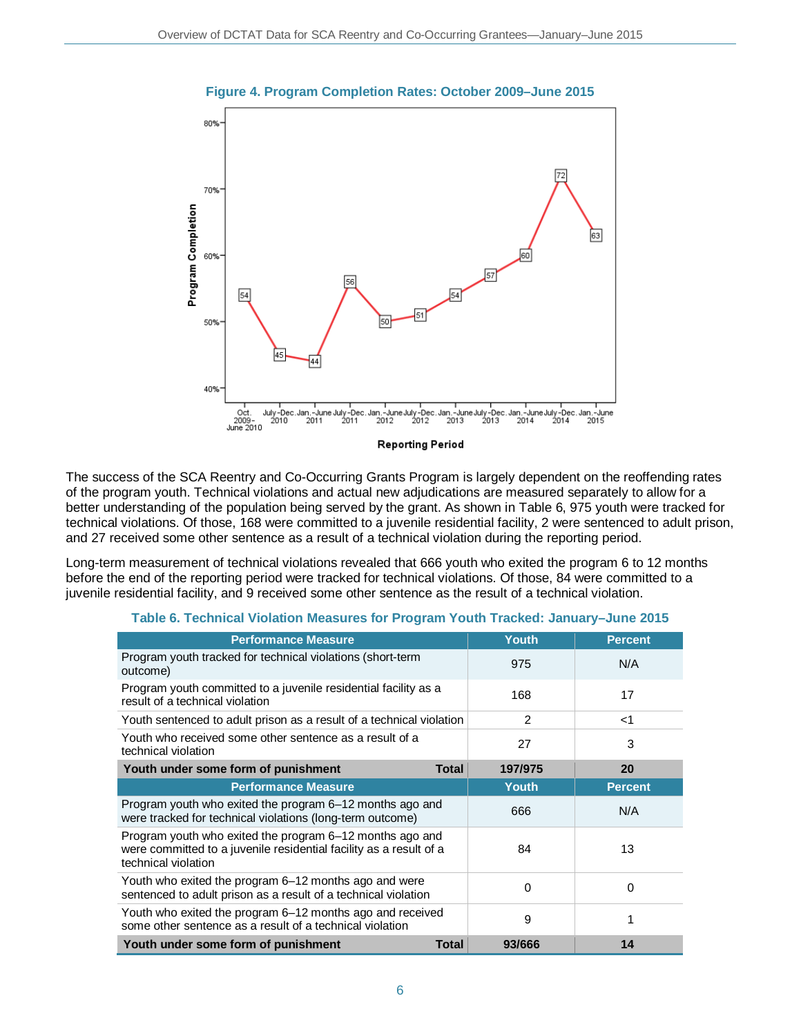**Figure 4. Program Completion Rates: October 2009–June 2015**

The success of the SCA Reentry and Co-Occurring Grants Program is largely dependent on the reoffending rates of the program youth. Technical violations and actual new adjudications are measured separately to allow for a better understanding of the population being served by the grant. As shown in Table 6, 975 youth were tracked for technical violations. Of those, 168 were committed to a juvenile residential facility, 2 were sentenced to adult prison, and 27 received some other sentence as a result of a technical violation during the reporting period.

Long-term measurement of technical violations revealed that 666 youth who exited the program 6 to 12 months before the end of the reporting period were tracked for technical violations. Of those, 84 were committed to a juvenile residential facility, and 9 received some other sentence as the result of a technical violation.

**Table 6. Technical Violation Measures for Program Youth Tracked: January–June 2015**

| Performance Measure | Youth | Percent |
|---|---|---|
| Program youth tracked for technical violations (short-term outcome) | 975 | N/A |
| Program youth committed to a juvenile residential facility as a result of a technical violation | 168 | 17 |
| Youth sentenced to adult prison as a result of a technical violation | 2 | <1 |
| Youth who received some other sentence as a result of a technical violation | 27 | 3 |
| **Youth under some form of punishment — Total** | **197/975** | **20** |
| **Performance Measure** | **Youth** | **Percent** |
| Program youth who exited the program 6–12 months ago and were tracked for technical violations (long-term outcome) | 666 | N/A |
| Program youth who exited the program 6–12 months ago and were committed to a juvenile residential facility as a result of a technical violation | 84 | 13 |
| Youth who exited the program 6–12 months ago and were sentenced to adult prison as a result of a technical violation | 0 | 0 |
| Youth who exited the program 6–12 months ago and received some other sentence as a result of a technical violation | 9 | 1 |
| **Youth under some form of punishment — Total** | **93/666** | **14** |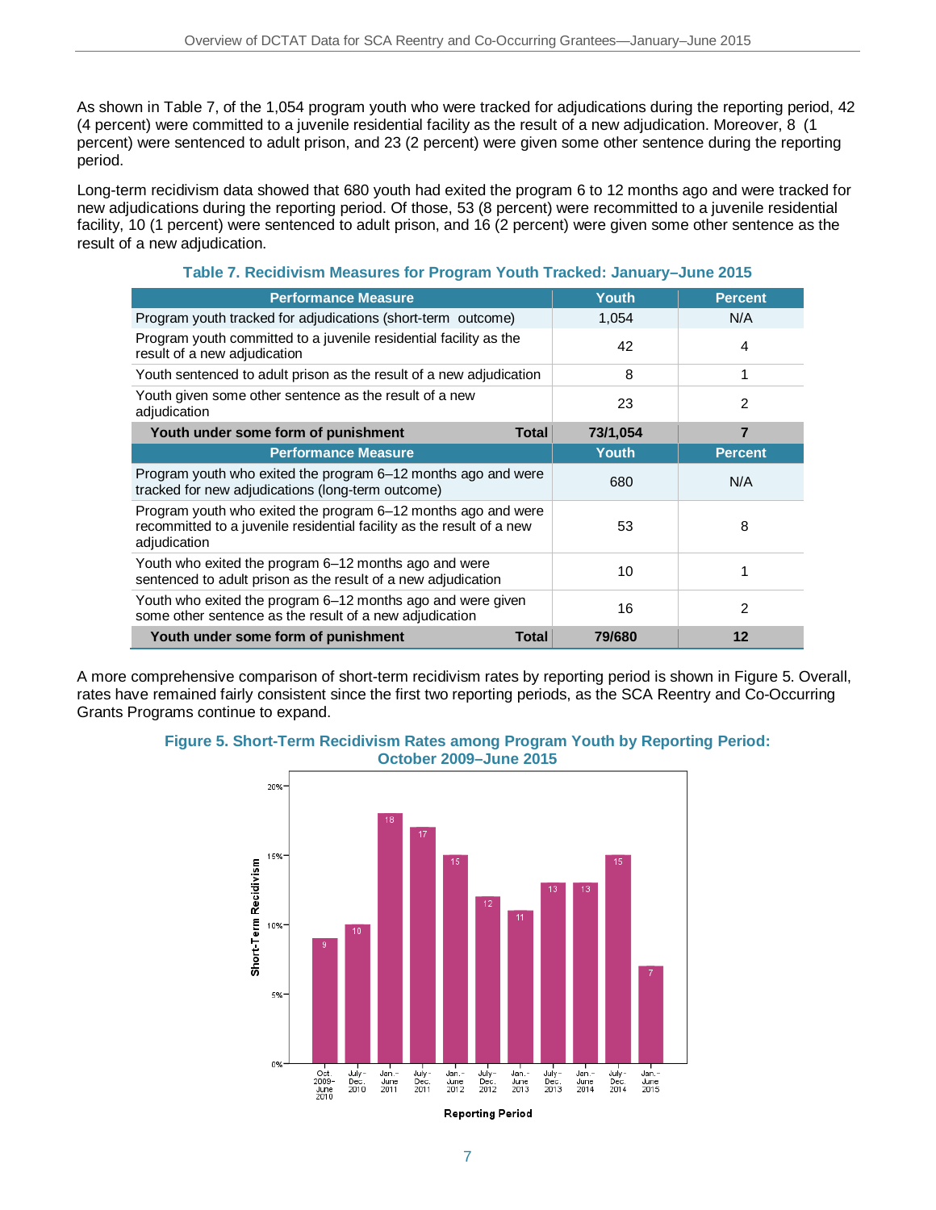As shown in Table 7, of the 1,054 program youth who were tracked for adjudications during the reporting period, 42 (4 percent) were committed to a juvenile residential facility as the result of a new adjudication. Moreover, 8 (1 percent) were sentenced to adult prison, and 23 (2 percent) were given some other sentence during the reporting period.

Long-term recidivism data showed that 680 youth had exited the program 6 to 12 months ago and were tracked for new adjudications during the reporting period. Of those, 53 (8 percent) were recommitted to a juvenile residential facility, 10 (1 percent) were sentenced to adult prison, and 16 (2 percent) were given some other sentence as the result of a new adjudication.

**Table 7. Recidivism Measures for Program Youth Tracked: January–June 2015**

| Performance Measure | Youth | Percent |
|---|---|---|
| Program youth tracked for adjudications (short-term outcome) | 1,054 | N/A |
| Program youth committed to a juvenile residential facility as the result of a new adjudication | 42 | 4 |
| Youth sentenced to adult prison as the result of a new adjudication | 8 | 1 |
| Youth given some other sentence as the result of a new adjudication | 23 | 2 |
| **Youth under some form of punishment** **Total** | **73/1,054** | **7** |
| **Performance Measure** | **Youth** | **Percent** |
| Program youth who exited the program 6–12 months ago and were tracked for new adjudications (long-term outcome) | 680 | N/A |
| Program youth who exited the program 6–12 months ago and were recommitted to a juvenile residential facility as the result of a new adjudication | 53 | 8 |
| Youth who exited the program 6–12 months ago and were sentenced to adult prison as the result of a new adjudication | 10 | 1 |
| Youth who exited the program 6–12 months ago and were given some other sentence as the result of a new adjudication | 16 | 2 |
| **Youth under some form of punishment** **Total** | **79/680** | **12** |

A more comprehensive comparison of short-term recidivism rates by reporting period is shown in Figure 5. Overall, rates have remained fairly consistent since the first two reporting periods, as the SCA Reentry and Co-Occurring Grants Programs continue to expand.

**Figure 5. Short-Term Recidivism Rates among Program Youth by Reporting Period: October 2009–June 2015**

| Reporting Period | Short-Term Recidivism (%) |
|---|---|
| Oct 2009–June 2010 | 9 |
| July–Dec. 2010 | 10 |
| Jan.–June 2011 | 18 |
| July–Dec. 2011 | 17 |
| Jan.–June 2012 | 15 |
| July–Dec. 2012 | 12 |
| Jan.–June 2013 | 11 |
| July–Dec. 2013 | 13 |
| Jan.–June 2014 | 13 |
| July–Dec. 2014 | 15 |
| Jan.–June 2015 | 7 |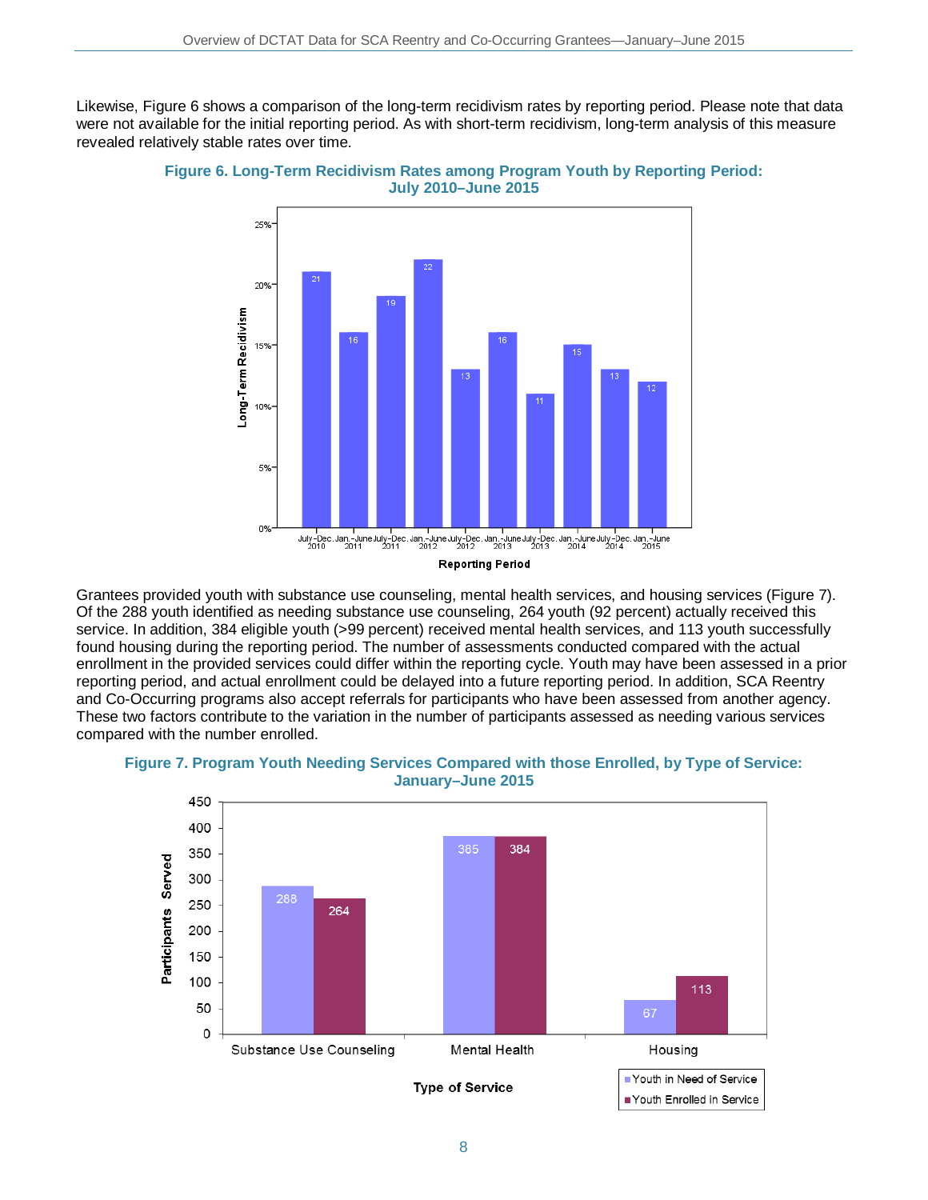Likewise, Figure 6 shows a comparison of the long-term recidivism rates by reporting period. Please note that data were not available for the initial reporting period. As with short-term recidivism, long-term analysis of this measure revealed relatively stable rates over time.

**Figure 6. Long-Term Recidivism Rates among Program Youth by Reporting Period: July 2010–June 2015**

| Reporting Period | Long-Term Recidivism (%) |
|---|---|
| July–Dec. 2010 | 21 |
| Jan.–June 2011 | 16 |
| July–Dec. 2011 | 19 |
| Jan.–June 2012 | 22 |
| July–Dec. 2012 | 13 |
| Jan.–June 2013 | 16 |
| July–Dec. 2013 | 11 |
| Jan.–June 2014 | 15 |
| July–Dec. 2014 | 13 |
| Jan.–June 2015 | 12 |

Grantees provided youth with substance use counseling, mental health services, and housing services (Figure 7). Of the 288 youth identified as needing substance use counseling, 264 youth (92 percent) actually received this service. In addition, 384 eligible youth (>99 percent) received mental health services, and 113 youth successfully found housing during the reporting period. The number of assessments conducted compared with the actual enrollment in the provided services could differ within the reporting cycle. Youth may have been assessed in a prior reporting period, and actual enrollment could be delayed into a future reporting period. In addition, SCA Reentry and Co-Occurring programs also accept referrals for participants who have been assessed from another agency. These two factors contribute to the variation in the number of participants assessed as needing various services compared with the number enrolled.

**Figure 7. Program Youth Needing Services Compared with those Enrolled, by Type of Service: January–June 2015**

| Type of Service | Youth in Need of Service | Youth Enrolled in Service |
|---|---|---|
| Substance Use Counseling | 288 | 264 |
| Mental Health | 385 | 384 |
| Housing | 67 | 113 |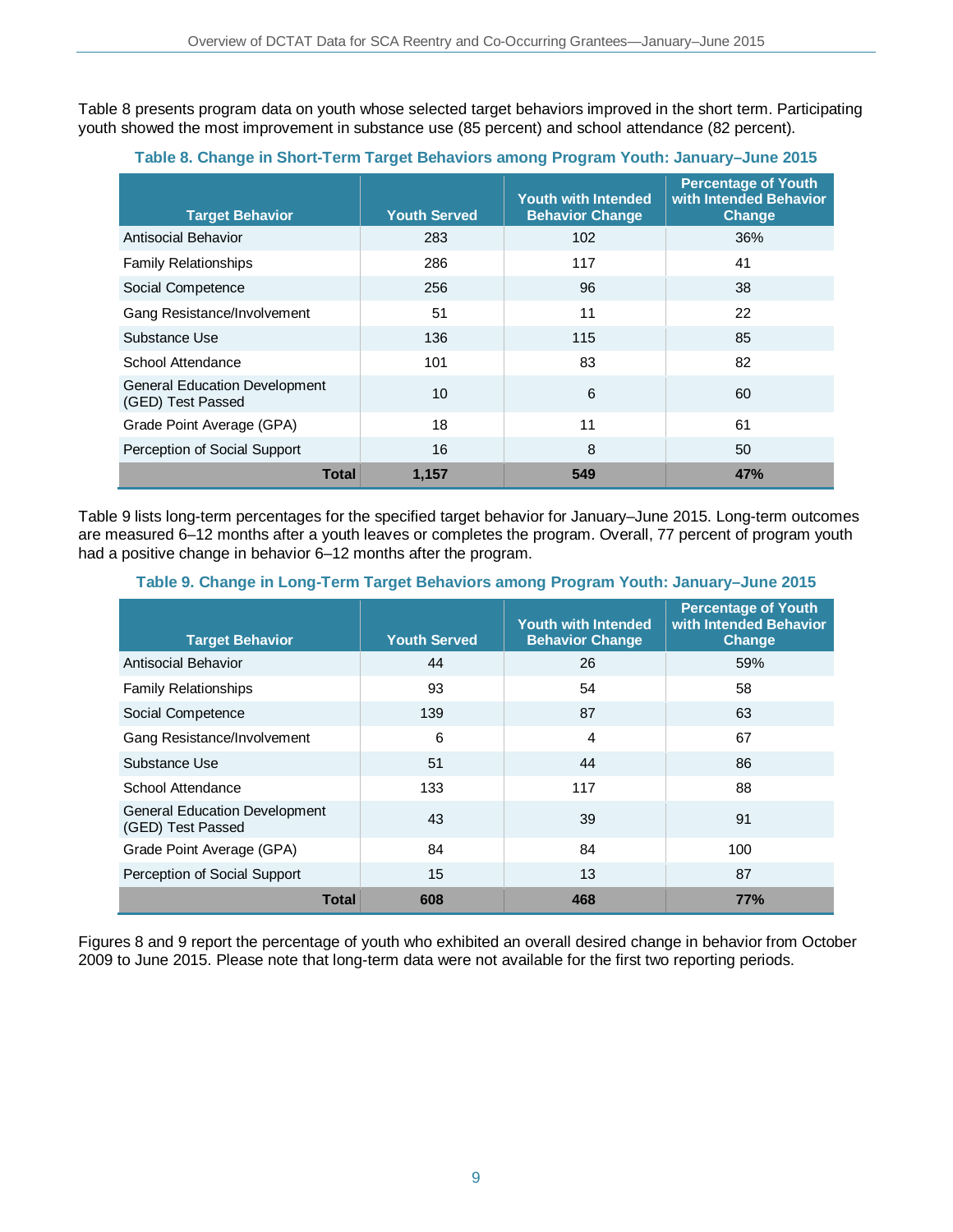Table 8 presents program data on youth whose selected target behaviors improved in the short term. Participating youth showed the most improvement in substance use (85 percent) and school attendance (82 percent).

**Table 8. Change in Short-Term Target Behaviors among Program Youth: January–June 2015**

| Target Behavior | Youth Served | Youth with Intended Behavior Change | Percentage of Youth with Intended Behavior Change |
|---|---|---|---|
| Antisocial Behavior | 283 | 102 | 36% |
| Family Relationships | 286 | 117 | 41 |
| Social Competence | 256 | 96 | 38 |
| Gang Resistance/Involvement | 51 | 11 | 22 |
| Substance Use | 136 | 115 | 85 |
| School Attendance | 101 | 83 | 82 |
| General Education Development (GED) Test Passed | 10 | 6 | 60 |
| Grade Point Average (GPA) | 18 | 11 | 61 |
| Perception of Social Support | 16 | 8 | 50 |
| **Total** | **1,157** | **549** | **47%** |

Table 9 lists long-term percentages for the specified target behavior for January–June 2015. Long-term outcomes are measured 6–12 months after a youth leaves or completes the program. Overall, 77 percent of program youth had a positive change in behavior 6–12 months after the program.

**Table 9. Change in Long-Term Target Behaviors among Program Youth: January–June 2015**

| Target Behavior | Youth Served | Youth with Intended Behavior Change | Percentage of Youth with Intended Behavior Change |
|---|---|---|---|
| Antisocial Behavior | 44 | 26 | 59% |
| Family Relationships | 93 | 54 | 58 |
| Social Competence | 139 | 87 | 63 |
| Gang Resistance/Involvement | 6 | 4 | 67 |
| Substance Use | 51 | 44 | 86 |
| School Attendance | 133 | 117 | 88 |
| General Education Development (GED) Test Passed | 43 | 39 | 91 |
| Grade Point Average (GPA) | 84 | 84 | 100 |
| Perception of Social Support | 15 | 13 | 87 |
| **Total** | **608** | **468** | **77%** |

Figures 8 and 9 report the percentage of youth who exhibited an overall desired change in behavior from October 2009 to June 2015. Please note that long-term data were not available for the first two reporting periods.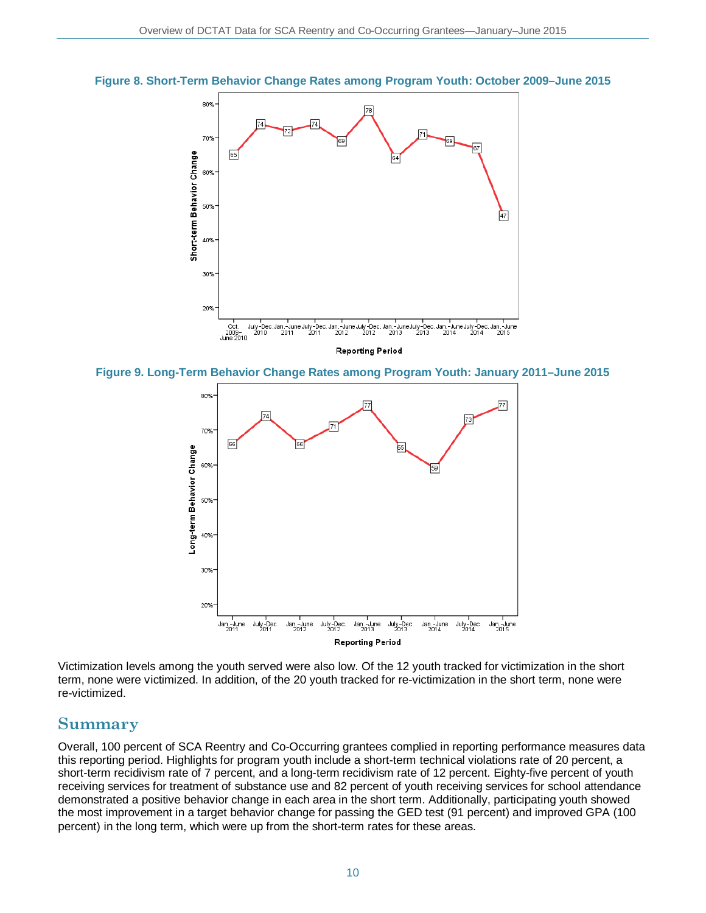**Figure 8. Short-Term Behavior Change Rates among Program Youth: October 2009–June 2015**

Short-term Behavior Change

80%
70%
60%
50%
40%
30%
20%

65 74 72 74 69 78 64 71 69 67 47

Oct. 2009–June 2010
July–Dec. 2010
Jan.–June 2011
July–Dec. 2011
Jan.–June 2012
July–Dec. 2012
Jan.–June 2013
July–Dec. 2013
Jan.–June 2014
July–Dec. 2014
Jan.–June 2015

Reporting Period

**Figure 9. Long-Term Behavior Change Rates among Program Youth: January 2011–June 2015**

Long-term Behavior Change

80%
70%
60%
50%
40%
30%
20%

66 74 66 71 77 65 59 73 77

Jan.–June 2011
July–Dec. 2011
Jan.–June 2012
July–Dec. 2012
Jan.–June 2013
July–Dec 2013
Jan.–June 2014
July–Dec. 2014
Jan.–June 2015

Reporting Period

Victimization levels among the youth served were also low. Of the 12 youth tracked for victimization in the short term, none were victimized. In addition, of the 20 youth tracked for re-victimization in the short term, none were re-victimized.

## Summary

Overall, 100 percent of SCA Reentry and Co-Occurring grantees complied in reporting performance measures data this reporting period. Highlights for program youth include a short-term technical violations rate of 20 percent, a short-term recidivism rate of 7 percent, and a long-term recidivism rate of 12 percent. Eighty-five percent of youth receiving services for treatment of substance use and 82 percent of youth receiving services for school attendance demonstrated a positive behavior change in each area in the short term. Additionally, participating youth showed the most improvement in a target behavior change for passing the GED test (91 percent) and improved GPA (100 percent) in the long term, which were up from the short-term rates for these areas.